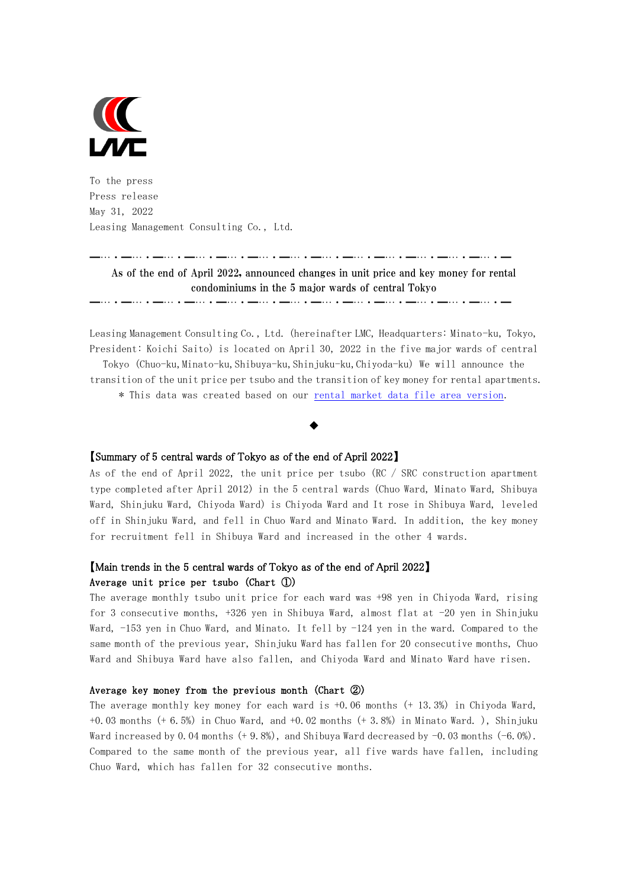To the press
Press release
May 31, 2022
Leasing Management Consulting Co., Ltd.

# As of the end of April 2022, announced changes in unit price and key money for rental condominiums in the 5 major wards of central Tokyo

Leasing Management Consulting Co., Ltd. (hereinafter LMC, Headquarters: Minato-ku, Tokyo, President: Koichi Saito) is located on April 30, 2022 in the five major wards of central Tokyo (Chuo-ku, Minato-ku, Shibuya-ku, Shinjuku-ku, Chiyoda-ku) We will announce the transition of the unit price per tsubo and the transition of key money for rental apartments.

＊ This data was created based on our rental market data file area version.

◆

## 【Summary of 5 central wards of Tokyo as of the end of April 2022】

As of the end of April 2022, the unit price per tsubo (RC / SRC construction apartment type completed after April 2012) in the 5 central wards (Chuo Ward, Minato Ward, Shibuya Ward, Shinjuku Ward, Chiyoda Ward) is Chiyoda Ward and It rose in Shibuya Ward, leveled off in Shinjuku Ward, and fell in Chuo Ward and Minato Ward. In addition, the key money for recruitment fell in Shibuya Ward and increased in the other 4 wards.

## 【Main trends in the 5 central wards of Tokyo as of the end of April 2022】

### Average unit price per tsubo (Chart ①)

The average monthly tsubo unit price for each ward was +98 yen in Chiyoda Ward, rising for 3 consecutive months, +326 yen in Shibuya Ward, almost flat at -20 yen in Shinjuku Ward, -153 yen in Chuo Ward, and Minato. It fell by -124 yen in the ward. Compared to the same month of the previous year, Shinjuku Ward has fallen for 20 consecutive months, Chuo Ward and Shibuya Ward have also fallen, and Chiyoda Ward and Minato Ward have risen.

### Average key money from the previous month (Chart ②)

The average monthly key money for each ward is +0.06 months (+ 13.3%) in Chiyoda Ward, +0.03 months (+ 6.5%) in Chuo Ward, and +0.02 months (+ 3.8%) in Minato Ward. ), Shinjuku Ward increased by 0.04 months (+ 9.8%), and Shibuya Ward decreased by -0.03 months (-6.0%). Compared to the same month of the previous year, all five wards have fallen, including Chuo Ward, which has fallen for 32 consecutive months.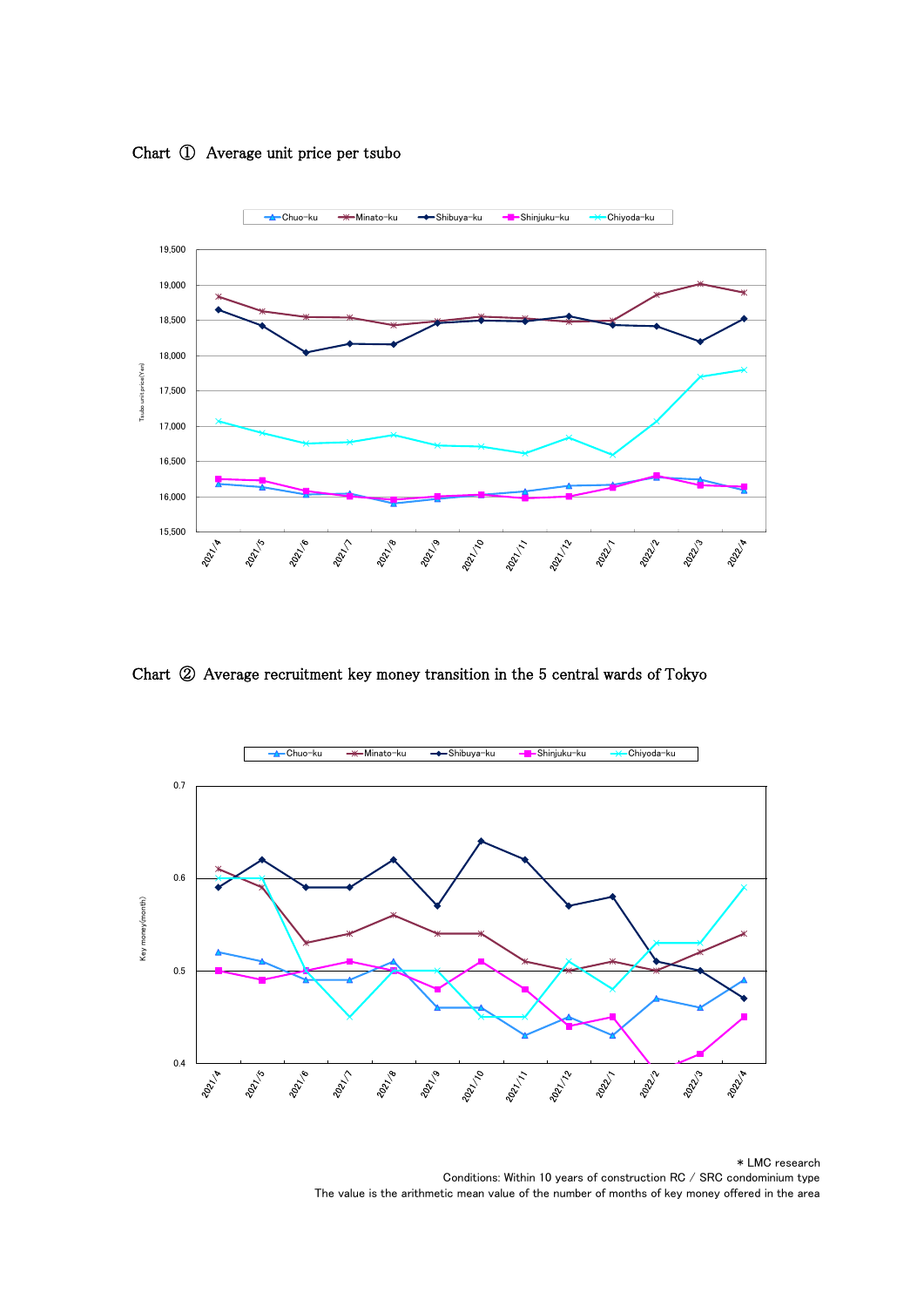Chart ① Average unit price per tsubo

Chuo-ku
Minato-ku
Shibuya-ku
Shinjuku-ku
Chiyoda-ku

Tsubo unit price(Yen)

19,500
19,000
18,500
18,000
17,500
17,000
16,500
16,000
15,500

2021/4
2021/5
2021/6
2021/7
2021/8
2021/9
2021/10
2021/11
2021/12
2022/1
2022/2
2022/3
2022/4

Chart ② Average recruitment key money transition in the 5 central wards of Tokyo

Chuo-ku
Minato-ku
Shibuya-ku
Shinjuku-ku
Chiyoda-ku

Key money(month)

0.7
0.6
0.5
0.4

2021/4
2021/5
2021/6
2021/7
2021/8
2021/9
2021/10
2021/11
2021/12
2022/1
2022/2
2022/3
2022/4

＊LMC research
Conditions: Within 10 years of construction RC / SRC condominium type
The value is the arithmetic mean value of the number of months of key money offered in the area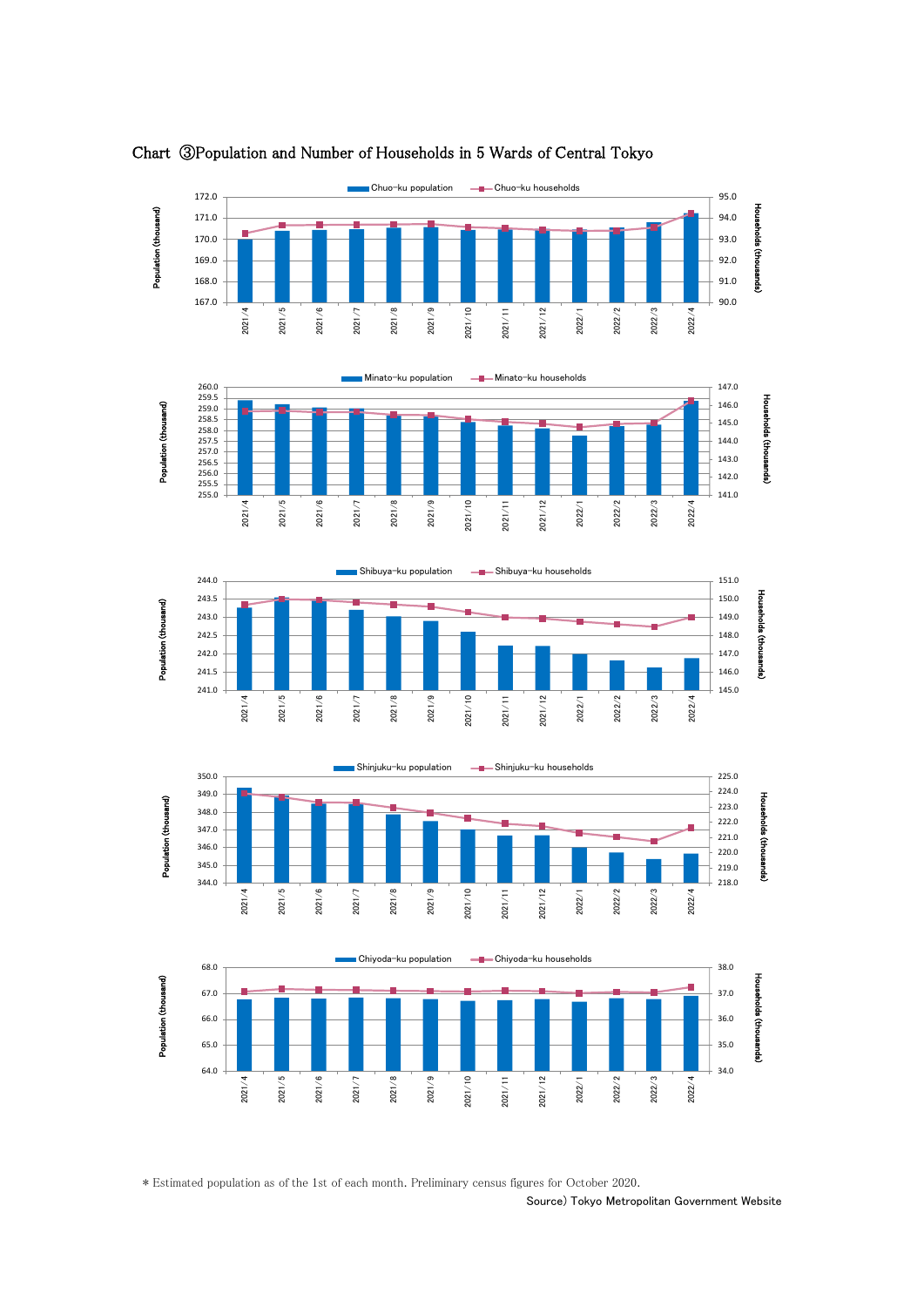# Chart ③Population and Number of Households in 5 Wards of Central Tokyo

Chuo-ku population — Chuo-ku households

Population (thousand)

172.0
171.0
170.0
169.0
168.0
167.0

Households (thousands)

95.0
94.0
93.0
92.0
91.0
90.0

2021/4 2021/5 2021/6 2021/7 2021/8 2021/9 2021/10 2021/11 2021/12 2022/1 2022/2 2022/3 2022/4

Minato-ku population — Minato-ku households

Population (thousand)

260.0
259.5
259.0
258.5
258.0
257.5
257.0
256.5
256.0
255.5
255.0

Households (thousands)

147.0
146.0
145.0
144.0
143.0
142.0
141.0

2021/4 2021/5 2021/6 2021/7 2021/8 2021/9 2021/10 2021/11 2021/12 2022/1 2022/2 2022/3 2022/4

Shibuya-ku population — Shibuya-ku households

Population (thousand)

244.0
243.5
243.0
242.5
242.0
241.5
241.0

Households (thousands)

151.0
150.0
149.0
148.0
147.0
146.0
145.0

2021/4 2021/5 2021/6 2021/7 2021/8 2021/9 2021/10 2021/11 2021/12 2022/1 2022/2 2022/3 2022/4

Shinjuku-ku population — Shinjuku-ku households

Population (thousand)

350.0
349.0
348.0
347.0
346.0
345.0
344.0

Households (thousands)

225.0
224.0
223.0
222.0
221.0
220.0
219.0
218.0

2021/4 2021/5 2021/6 2021/7 2021/8 2021/9 2021/10 2021/11 2021/12 2022/1 2022/2 2022/3 2022/4

Chiyoda-ku population — Chiyoda-ku households

Population (thousand)

68.0
67.0
66.0
65.0
64.0

Households (thousands)

38.0
37.0
36.0
35.0
34.0

2021/4 2021/5 2021/6 2021/7 2021/8 2021/9 2021/10 2021/11 2021/12 2022/1 2022/2 2022/3 2022/4

＊Estimated population as of the 1st of each month. Preliminary census figures for October 2020.

Source) Tokyo Metropolitan Government Website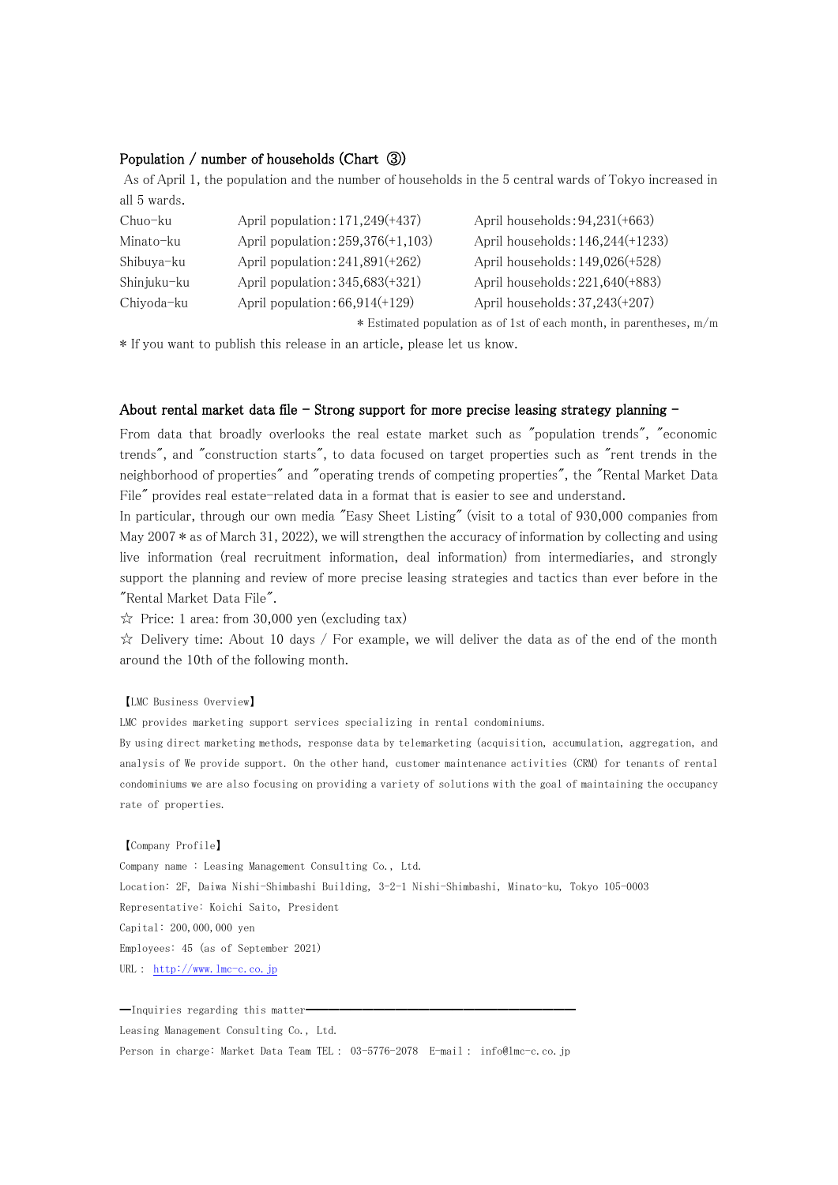## Population / number of households (Chart ③)

As of April 1, the population and the number of households in the 5 central wards of Tokyo increased in all 5 wards.

| | | |
|---|---|---|
| Chuo-ku | April population: 171,249(+437) | April households: 94,231(+663) |
| Minato-ku | April population: 259,376(+1,103) | April households: 146,244(+1233) |
| Shibuya-ku | April population: 241,891(+262) | April households: 149,026(+528) |
| Shinjuku-ku | April population: 345,683(+321) | April households: 221,640(+883) |
| Chiyoda-ku | April population: 66,914(+129) | April households: 37,243(+207) |

＊Estimated population as of 1st of each month, in parentheses, m/m

＊If you want to publish this release in an article, please let us know.

## About rental market data file – Strong support for more precise leasing strategy planning –

From data that broadly overlooks the real estate market such as "population trends", "economic trends", and "construction starts", to data focused on target properties such as "rent trends in the neighborhood of properties" and "operating trends of competing properties", the "Rental Market Data File" provides real estate-related data in a format that is easier to see and understand.

In particular, through our own media "Easy Sheet Listing" (visit to a total of 930,000 companies from May 2007 ＊as of March 31, 2022), we will strengthen the accuracy of information by collecting and using live information (real recruitment information, deal information) from intermediaries, and strongly support the planning and review of more precise leasing strategies and tactics than ever before in the "Rental Market Data File".

☆ Price: 1 area: from 30,000 yen (excluding tax)

☆ Delivery time: About 10 days / For example, we will deliver the data as of the end of the month around the 10th of the following month.

【LMC Business Overview】

LMC provides marketing support services specializing in rental condominiums.

By using direct marketing methods, response data by telemarketing (acquisition, accumulation, aggregation, and analysis of We provide support. On the other hand, customer maintenance activities (CRM) for tenants of rental condominiums we are also focusing on providing a variety of solutions with the goal of maintaining the occupancy rate of properties.

【Company Profile】

Company name : Leasing Management Consulting Co., Ltd.

Location: 2F, Daiwa Nishi-Shimbashi Building, 3-2-1 Nishi-Shimbashi, Minato-ku, Tokyo 105-0003

Representative: Koichi Saito, President

Capital: 200,000,000 yen

Employees: 45 (as of September 2021)

URL : http://www.lmc-c.co.jp

―Inquiries regarding this matter――――――――――――――――――――――――――――――――

Leasing Management Consulting Co., Ltd.

Person in charge: Market Data Team TEL : 03-5776-2078 E-mail : info@lmc-c.co.jp